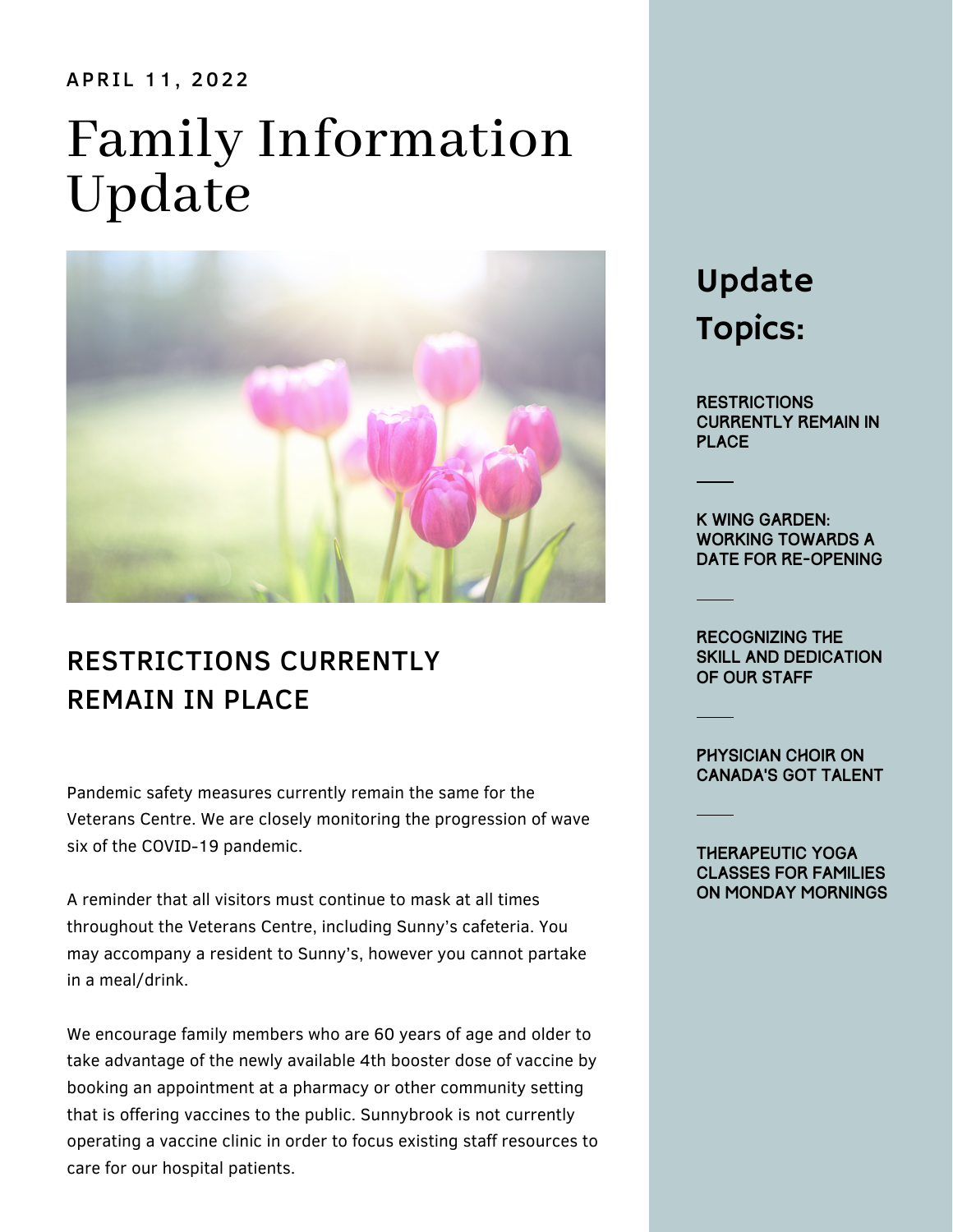APRIL 11, 2022

# Family Information Update

## Update Topics:

RESTRICTIONS CURRENTLY REMAIN IN PLACE

K WING GARDEN: WORKING TOWARDS A DATE FOR RE-OPENING

RECOGNIZING THE SKILL AND DEDICATION OF OUR STAFF

PHYSICIAN CHOIR ON CANADA'S GOT TALENT

THERAPEUTIC YOGA CLASSES FOR FAMILIES ON MONDAY MORNINGS

## RESTRICTIONS CURRENTLY REMAIN IN PLACE

Pandemic safety measures currently remain the same for the Veterans Centre. We are closely monitoring the progression of wave six of the COVID-19 pandemic.

A reminder that all visitors must continue to mask at all times throughout the Veterans Centre, including Sunny's cafeteria. You may accompany a resident to Sunny's, however you cannot partake in a meal/drink.

We encourage family members who are 60 years of age and older to take advantage of the newly available 4th booster dose of vaccine by booking an appointment at a pharmacy or other community setting that is offering vaccines to the public. Sunnybrook is not currently operating a vaccine clinic in order to focus existing staff resources to care for our hospital patients.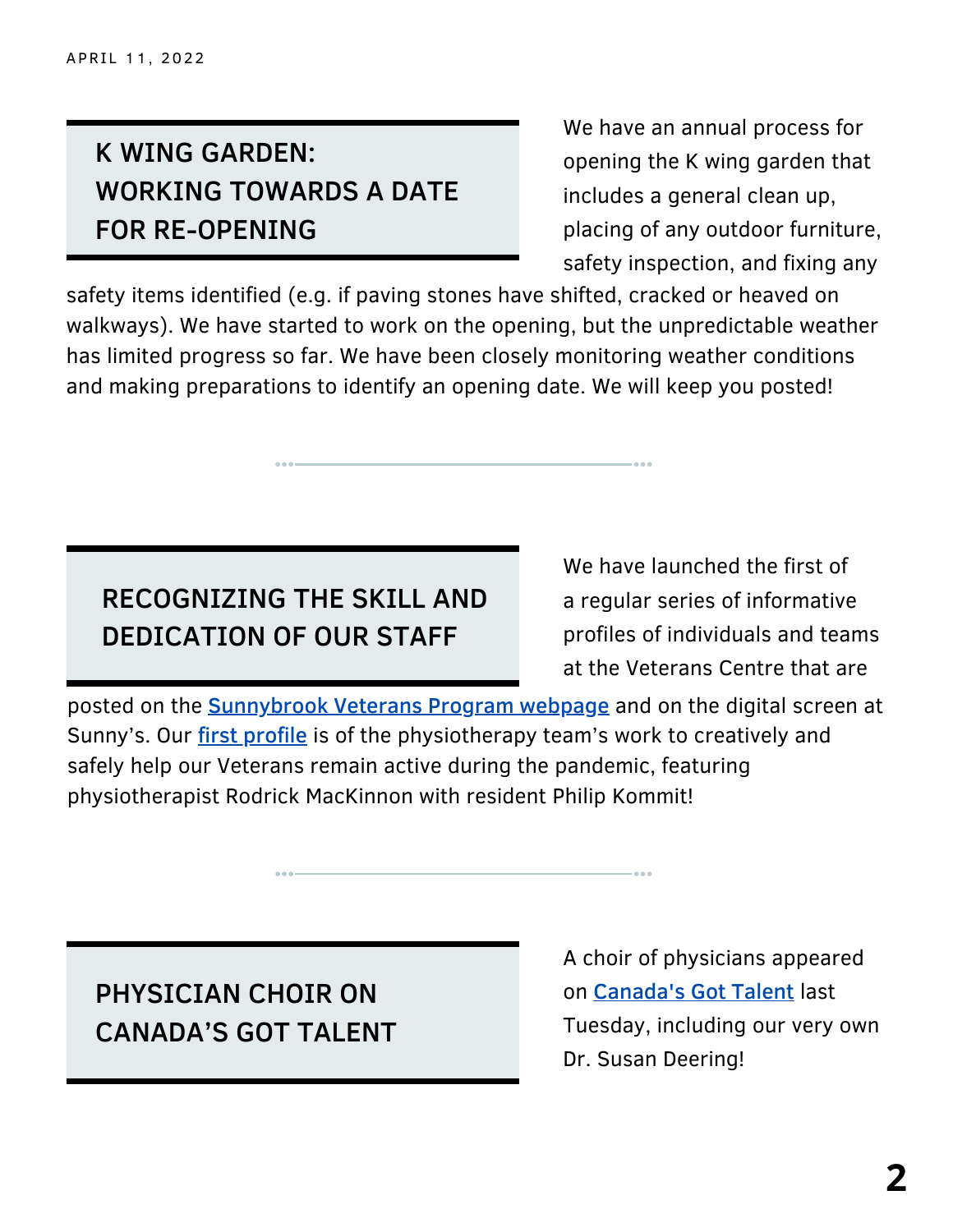APRIL 11, 2022

## K WING GARDEN: WORKING TOWARDS A DATE FOR RE-OPENING

We have an annual process for opening the K wing garden that includes a general clean up, placing of any outdoor furniture, safety inspection, and fixing any safety items identified (e.g. if paving stones have shifted, cracked or heaved on walkways). We have started to work on the opening, but the unpredictable weather has limited progress so far. We have been closely monitoring weather conditions and making preparations to identify an opening date. We will keep you posted!

## RECOGNIZING THE SKILL AND DEDICATION OF OUR STAFF

We have launched the first of a regular series of informative profiles of individuals and teams at the Veterans Centre that are posted on the Sunnybrook Veterans Program webpage and on the digital screen at Sunny's. Our first profile is of the physiotherapy team's work to creatively and safely help our Veterans remain active during the pandemic, featuring physiotherapist Rodrick MacKinnon with resident Philip Kommit!

## PHYSICIAN CHOIR ON CANADA'S GOT TALENT

A choir of physicians appeared on Canada's Got Talent last Tuesday, including our very own Dr. Susan Deering!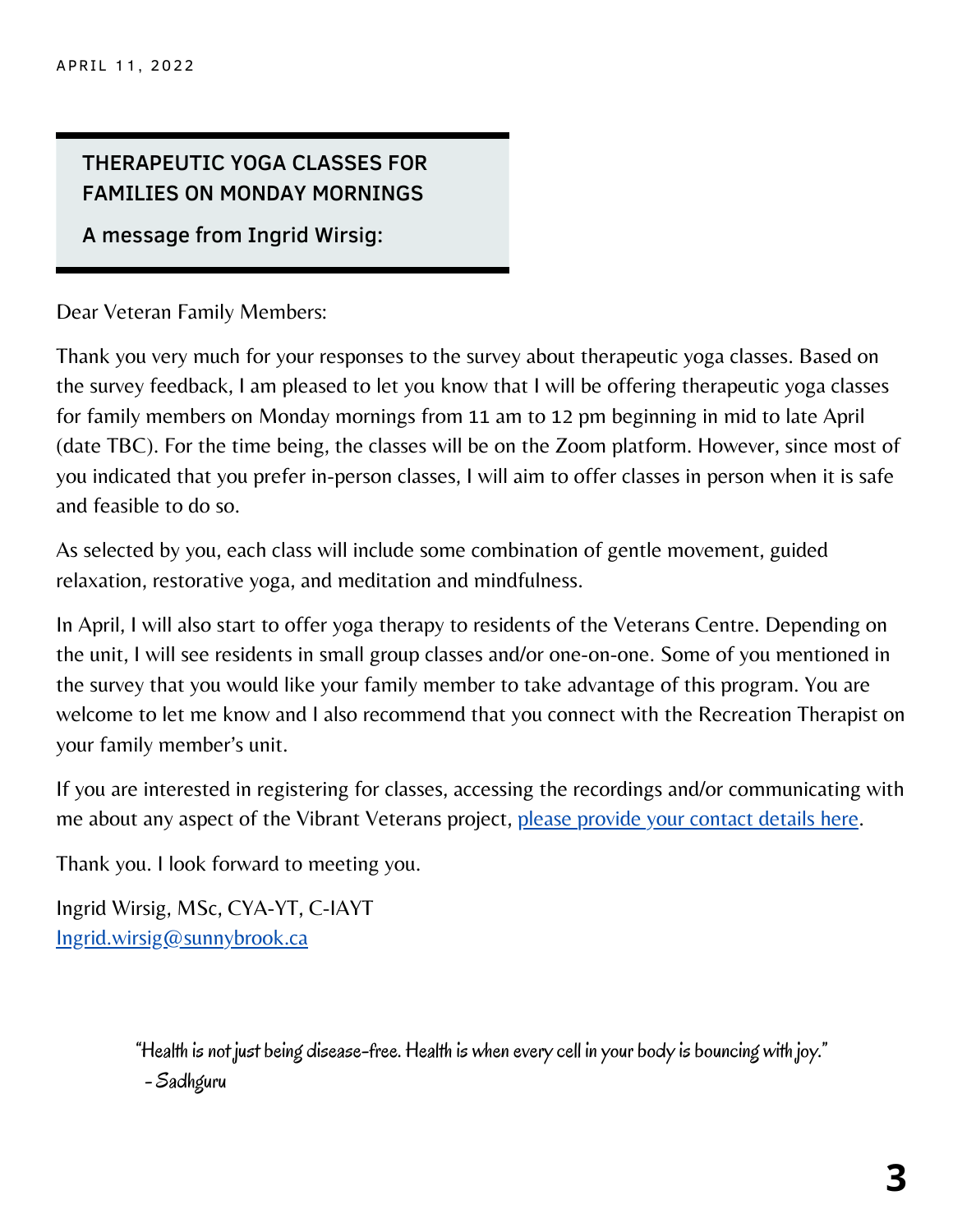APRIL 11, 2022

## THERAPEUTIC YOGA CLASSES FOR FAMILIES ON MONDAY MORNINGS

**A message from Ingrid Wirsig:**

Dear Veteran Family Members:

Thank you very much for your responses to the survey about therapeutic yoga classes. Based on the survey feedback, I am pleased to let you know that I will be offering therapeutic yoga classes for family members on Monday mornings from 11 am to 12 pm beginning in mid to late April (date TBC). For the time being, the classes will be on the Zoom platform. However, since most of you indicated that you prefer in-person classes, I will aim to offer classes in person when it is safe and feasible to do so.

As selected by you, each class will include some combination of gentle movement, guided relaxation, restorative yoga, and meditation and mindfulness.

In April, I will also start to offer yoga therapy to residents of the Veterans Centre. Depending on the unit, I will see residents in small group classes and/or one-on-one. Some of you mentioned in the survey that you would like your family member to take advantage of this program. You are welcome to let me know and I also recommend that you connect with the Recreation Therapist on your family member's unit.

If you are interested in registering for classes, accessing the recordings and/or communicating with me about any aspect of the Vibrant Veterans project, please provide your contact details here.

Thank you. I look forward to meeting you.

Ingrid Wirsig, MSc, CYA-YT, C-IAYT
Ingrid.wirsig@sunnybrook.ca

*"Health is not just being disease-free. Health is when every cell in your body is bouncing with joy."*
*- Sadhguru*